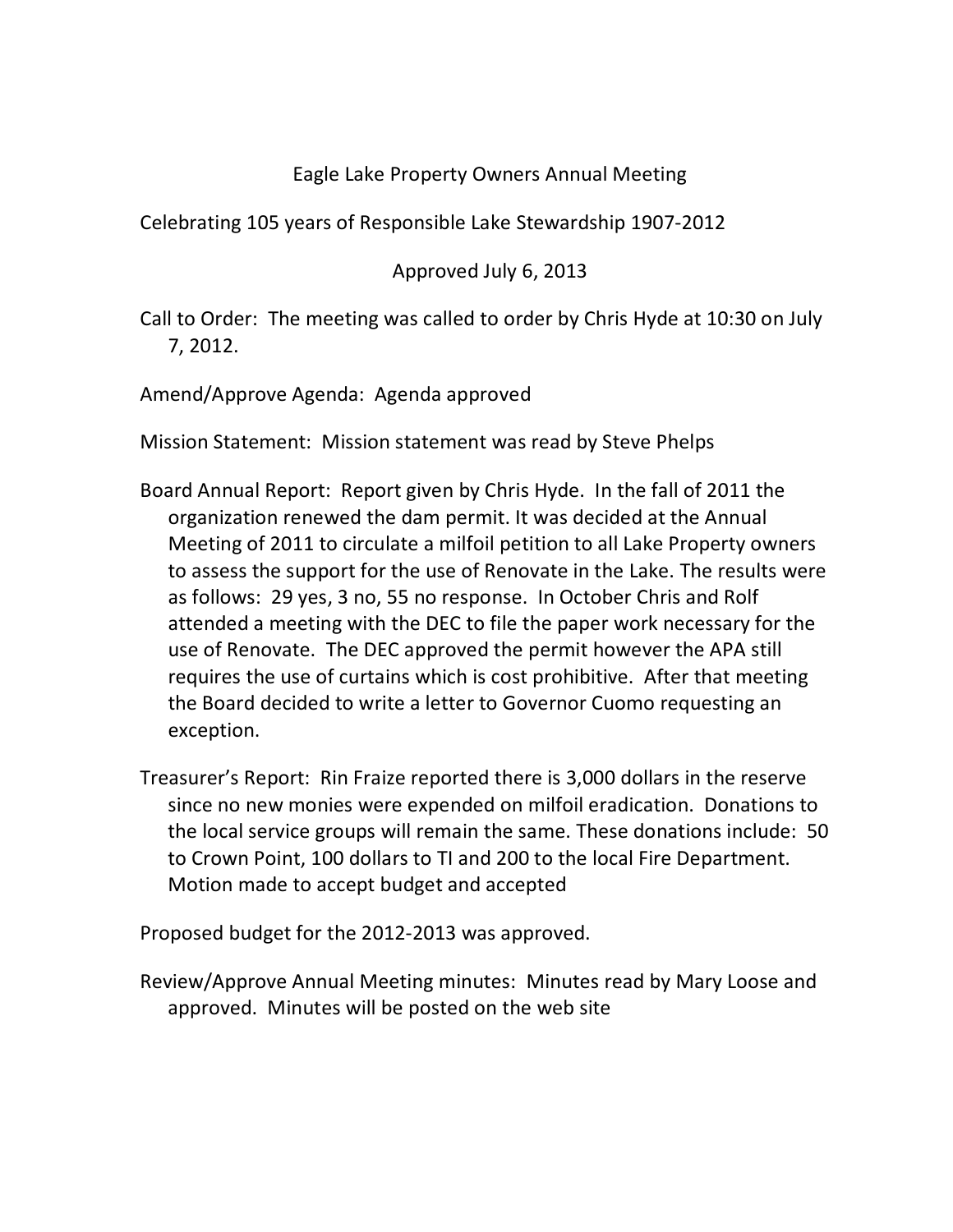# Eagle Lake Property Owners Annual Meeting

Celebrating 105 years of Responsible Lake Stewardship 1907-2012

Approved July 6, 2013

Call to Order: The meeting was called to order by Chris Hyde at 10:30 on July 7, 2012.

Amend/Approve Agenda: Agenda approved

Mission Statement: Mission statement was read by Steve Phelps

Board Annual Report: Report given by Chris Hyde. In the fall of 2011 the organization renewed the dam permit. It was decided at the Annual Meeting of 2011 to circulate a milfoil petition to all Lake Property owners to assess the support for the use of Renovate in the Lake. The results were as follows: 29 yes, 3 no, 55 no response. In October Chris and Rolf attended a meeting with the DEC to file the paper work necessary for the use of Renovate. The DEC approved the permit however the APA still requires the use of curtains which is cost prohibitive. After that meeting the Board decided to write a letter to Governor Cuomo requesting an exception.

Treasurer's Report: Rin Fraize reported there is 3,000 dollars in the reserve since no new monies were expended on milfoil eradication. Donations to the local service groups will remain the same. These donations include: 50 to Crown Point, 100 dollars to TI and 200 to the local Fire Department. Motion made to accept budget and accepted

Proposed budget for the 2012-2013 was approved.

Review/Approve Annual Meeting minutes: Minutes read by Mary Loose and approved. Minutes will be posted on the web site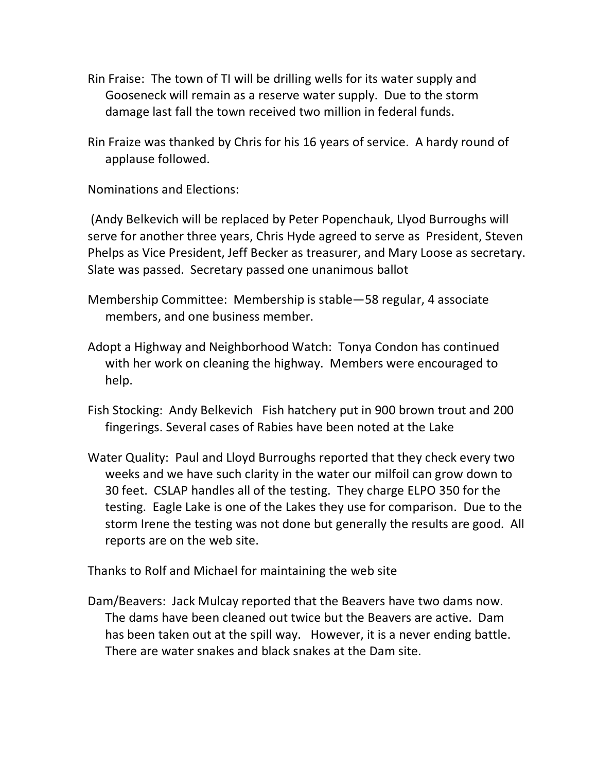Rin Fraise: The town of TI will be drilling wells for its water supply and Gooseneck will remain as a reserve water supply. Due to the storm damage last fall the town received two million in federal funds.

Rin Fraize was thanked by Chris for his 16 years of service. A hardy round of applause followed.

Nominations and Elections:

(Andy Belkevich will be replaced by Peter Popenchauk, Llyod Burroughs will serve for another three years, Chris Hyde agreed to serve as President, Steven Phelps as Vice President, Jeff Becker as treasurer, and Mary Loose as secretary. Slate was passed. Secretary passed one unanimous ballot

Membership Committee: Membership is stable—58 regular, 4 associate members, and one business member.

Adopt a Highway and Neighborhood Watch: Tonya Condon has continued with her work on cleaning the highway. Members were encouraged to help.

Fish Stocking: Andy Belkevich Fish hatchery put in 900 brown trout and 200 fingerings. Several cases of Rabies have been noted at the Lake

Water Quality: Paul and Lloyd Burroughs reported that they check every two weeks and we have such clarity in the water our milfoil can grow down to 30 feet. CSLAP handles all of the testing. They charge ELPO 350 for the testing. Eagle Lake is one of the Lakes they use for comparison. Due to the storm Irene the testing was not done but generally the results are good. All reports are on the web site.

Thanks to Rolf and Michael for maintaining the web site

Dam/Beavers: Jack Mulcay reported that the Beavers have two dams now. The dams have been cleaned out twice but the Beavers are active. Dam has been taken out at the spill way. However, it is a never ending battle. There are water snakes and black snakes at the Dam site.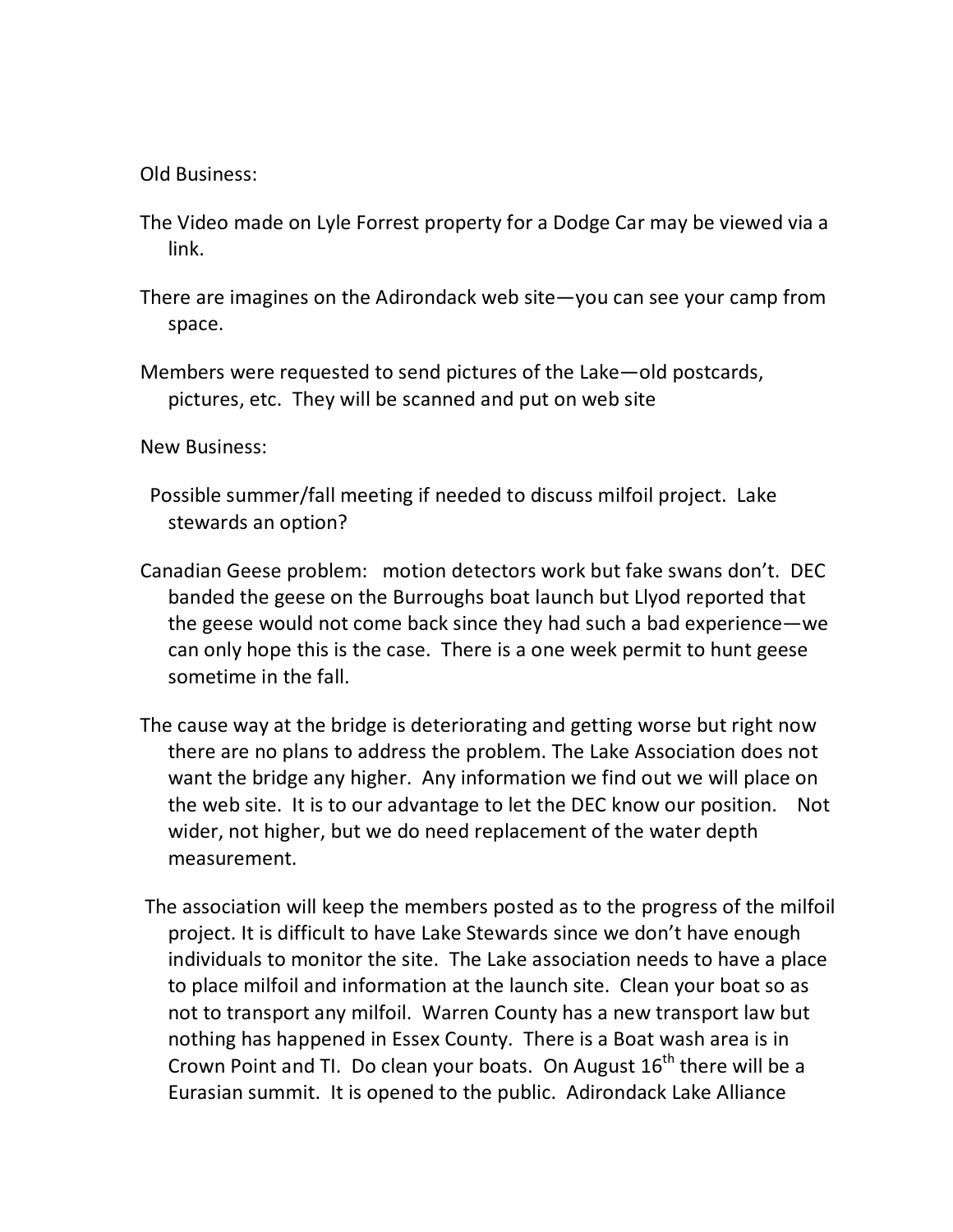Old Business:

The Video made on Lyle Forrest property for a Dodge Car may be viewed via a link.

There are imagines on the Adirondack web site—you can see your camp from space.

Members were requested to send pictures of the Lake—old postcards, pictures, etc. They will be scanned and put on web site

New Business:

Possible summer/fall meeting if needed to discuss milfoil project. Lake stewards an option?

Canadian Geese problem: motion detectors work but fake swans don't. DEC banded the geese on the Burroughs boat launch but Llyod reported that the geese would not come back since they had such a bad experience—we can only hope this is the case. There is a one week permit to hunt geese sometime in the fall.

The cause way at the bridge is deteriorating and getting worse but right now there are no plans to address the problem. The Lake Association does not want the bridge any higher. Any information we find out we will place on the web site. It is to our advantage to let the DEC know our position. Not wider, not higher, but we do need replacement of the water depth measurement.

The association will keep the members posted as to the progress of the milfoil project. It is difficult to have Lake Stewards since we don't have enough individuals to monitor the site. The Lake association needs to have a place to place milfoil and information at the launch site. Clean your boat so as not to transport any milfoil. Warren County has a new transport law but nothing has happened in Essex County. There is a Boat wash area is in Crown Point and TI. Do clean your boats. On August 16th there will be a Eurasian summit. It is opened to the public. Adirondack Lake Alliance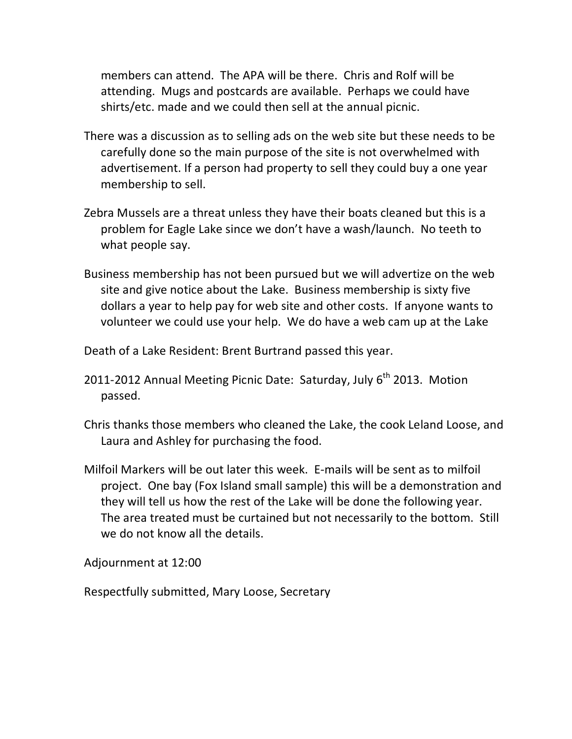members can attend. The APA will be there. Chris and Rolf will be attending. Mugs and postcards are available. Perhaps we could have shirts/etc. made and we could then sell at the annual picnic.

There was a discussion as to selling ads on the web site but these needs to be carefully done so the main purpose of the site is not overwhelmed with advertisement. If a person had property to sell they could buy a one year membership to sell.

Zebra Mussels are a threat unless they have their boats cleaned but this is a problem for Eagle Lake since we don't have a wash/launch. No teeth to what people say.

Business membership has not been pursued but we will advertize on the web site and give notice about the Lake. Business membership is sixty five dollars a year to help pay for web site and other costs. If anyone wants to volunteer we could use your help. We do have a web cam up at the Lake

Death of a Lake Resident: Brent Burtrand passed this year.

2011-2012 Annual Meeting Picnic Date: Saturday, July 6th 2013. Motion passed.

Chris thanks those members who cleaned the Lake, the cook Leland Loose, and Laura and Ashley for purchasing the food.

Milfoil Markers will be out later this week. E-mails will be sent as to milfoil project. One bay (Fox Island small sample) this will be a demonstration and they will tell us how the rest of the Lake will be done the following year. The area treated must be curtained but not necessarily to the bottom. Still we do not know all the details.

Adjournment at 12:00

Respectfully submitted, Mary Loose, Secretary